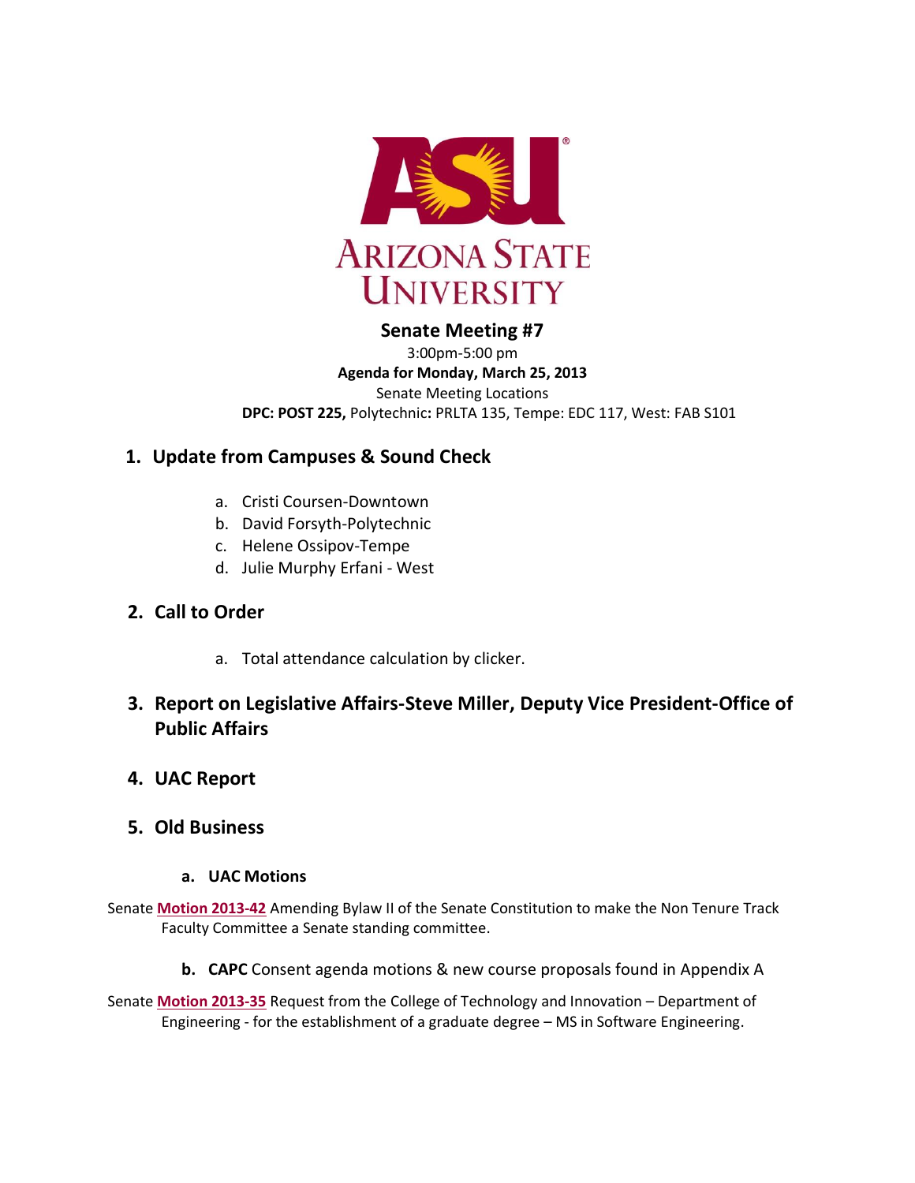ARIZONA STATE UNIVERSITY

## Senate Meeting #7

3:00pm-5:00 pm

**Agenda for Monday, March 25, 2013**

Senate Meeting Locations

**DPC: POST 225,** Polytechnic**:** PRLTA 135, Tempe: EDC 117, West: FAB S101

### 1. Update from Campuses & Sound Check

a. Cristi Coursen-Downtown
b. David Forsyth-Polytechnic
c. Helene Ossipov-Tempe
d. Julie Murphy Erfani - West

### 2. Call to Order

a. Total attendance calculation by clicker.

### 3. Report on Legislative Affairs-Steve Miller, Deputy Vice President-Office of Public Affairs

### 4. UAC Report

### 5. Old Business

#### a. UAC Motions

Senate **Motion 2013-42** Amending Bylaw II of the Senate Constitution to make the Non Tenure Track Faculty Committee a Senate standing committee.

#### b. **CAPC** Consent agenda motions & new course proposals found in Appendix A

Senate **Motion 2013-35** Request from the College of Technology and Innovation – Department of Engineering - for the establishment of a graduate degree – MS in Software Engineering.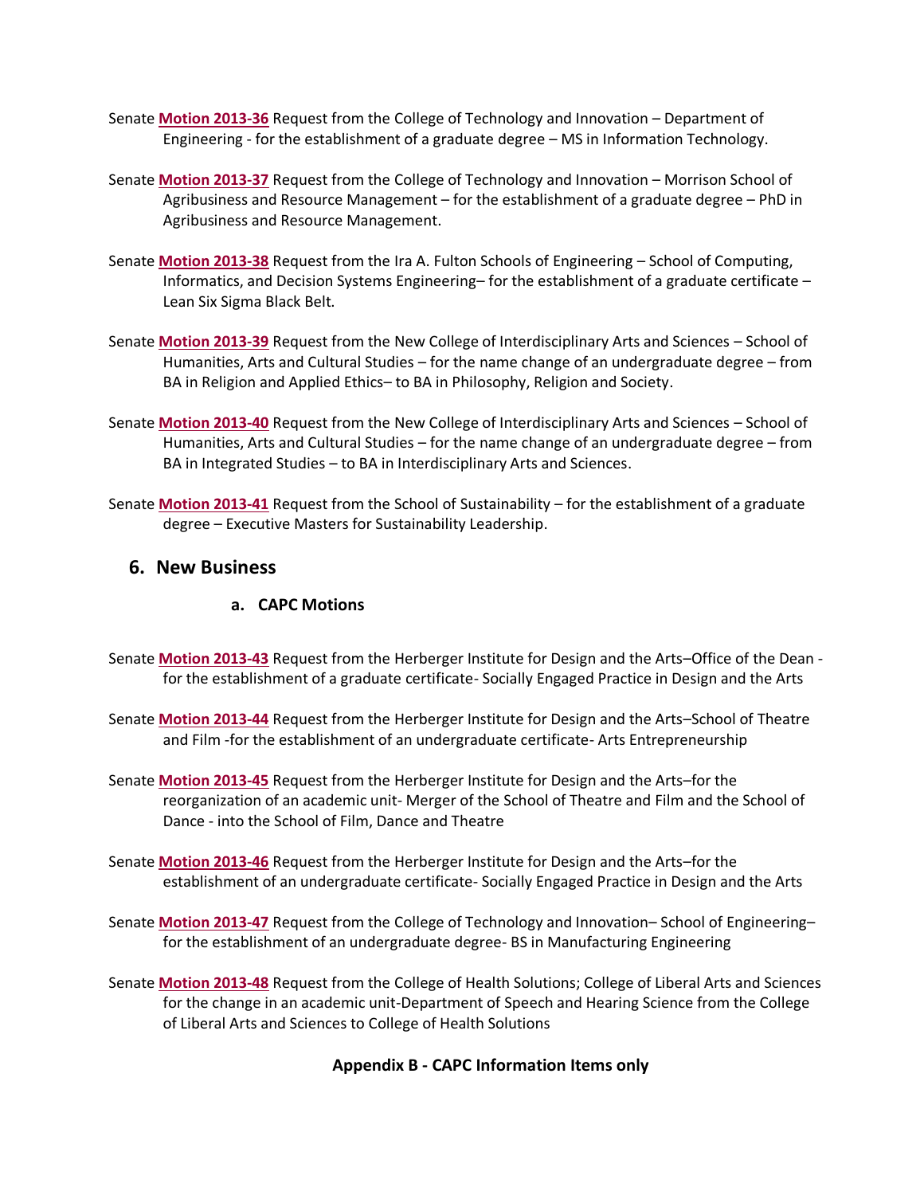Senate **Motion 2013-36** Request from the College of Technology and Innovation – Department of Engineering - for the establishment of a graduate degree – MS in Information Technology.

Senate **Motion 2013-37** Request from the College of Technology and Innovation – Morrison School of Agribusiness and Resource Management – for the establishment of a graduate degree – PhD in Agribusiness and Resource Management.

Senate **Motion 2013-38** Request from the Ira A. Fulton Schools of Engineering – School of Computing, Informatics, and Decision Systems Engineering– for the establishment of a graduate certificate – Lean Six Sigma Black Belt.

Senate **Motion 2013-39** Request from the New College of Interdisciplinary Arts and Sciences – School of Humanities, Arts and Cultural Studies – for the name change of an undergraduate degree – from BA in Religion and Applied Ethics– to BA in Philosophy, Religion and Society.

Senate **Motion 2013-40** Request from the New College of Interdisciplinary Arts and Sciences – School of Humanities, Arts and Cultural Studies – for the name change of an undergraduate degree – from BA in Integrated Studies – to BA in Interdisciplinary Arts and Sciences.

Senate **Motion 2013-41** Request from the School of Sustainability – for the establishment of a graduate degree – Executive Masters for Sustainability Leadership.

## 6. New Business

### a. CAPC Motions

Senate **Motion 2013-43** Request from the Herberger Institute for Design and the Arts–Office of the Dean - for the establishment of a graduate certificate- Socially Engaged Practice in Design and the Arts

Senate **Motion 2013-44** Request from the Herberger Institute for Design and the Arts–School of Theatre and Film -for the establishment of an undergraduate certificate- Arts Entrepreneurship

Senate **Motion 2013-45** Request from the Herberger Institute for Design and the Arts–for the reorganization of an academic unit- Merger of the School of Theatre and Film and the School of Dance - into the School of Film, Dance and Theatre

Senate **Motion 2013-46** Request from the Herberger Institute for Design and the Arts–for the establishment of an undergraduate certificate- Socially Engaged Practice in Design and the Arts

Senate **Motion 2013-47** Request from the College of Technology and Innovation– School of Engineering– for the establishment of an undergraduate degree- BS in Manufacturing Engineering

Senate **Motion 2013-48** Request from the College of Health Solutions; College of Liberal Arts and Sciences for the change in an academic unit-Department of Speech and Hearing Science from the College of Liberal Arts and Sciences to College of Health Solutions

**Appendix B - CAPC Information Items only**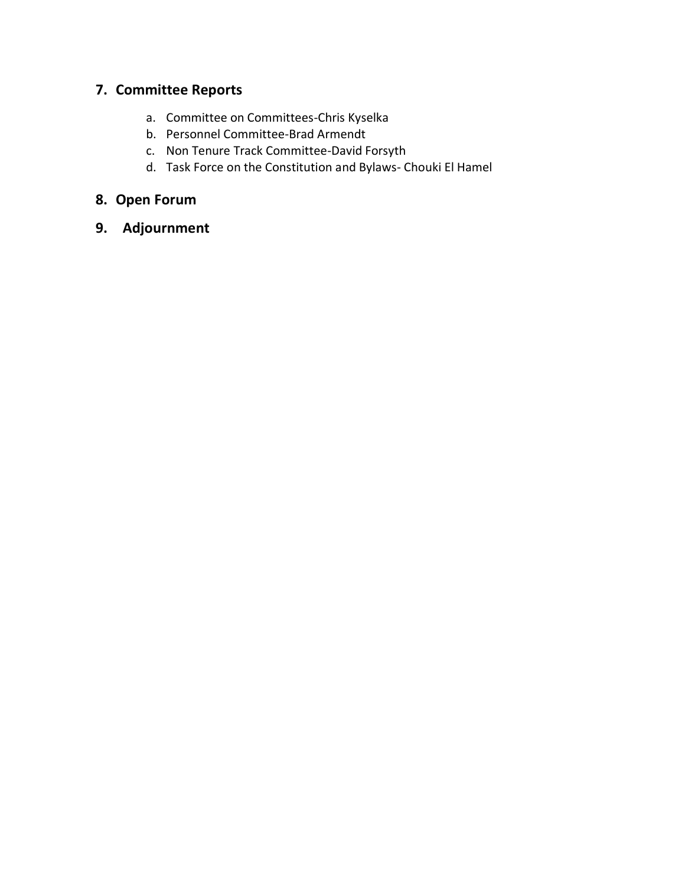## 7. Committee Reports

a. Committee on Committees-Chris Kyselka
b. Personnel Committee-Brad Armendt
c. Non Tenure Track Committee-David Forsyth
d. Task Force on the Constitution and Bylaws- Chouki El Hamel

## 8. Open Forum

## 9. Adjournment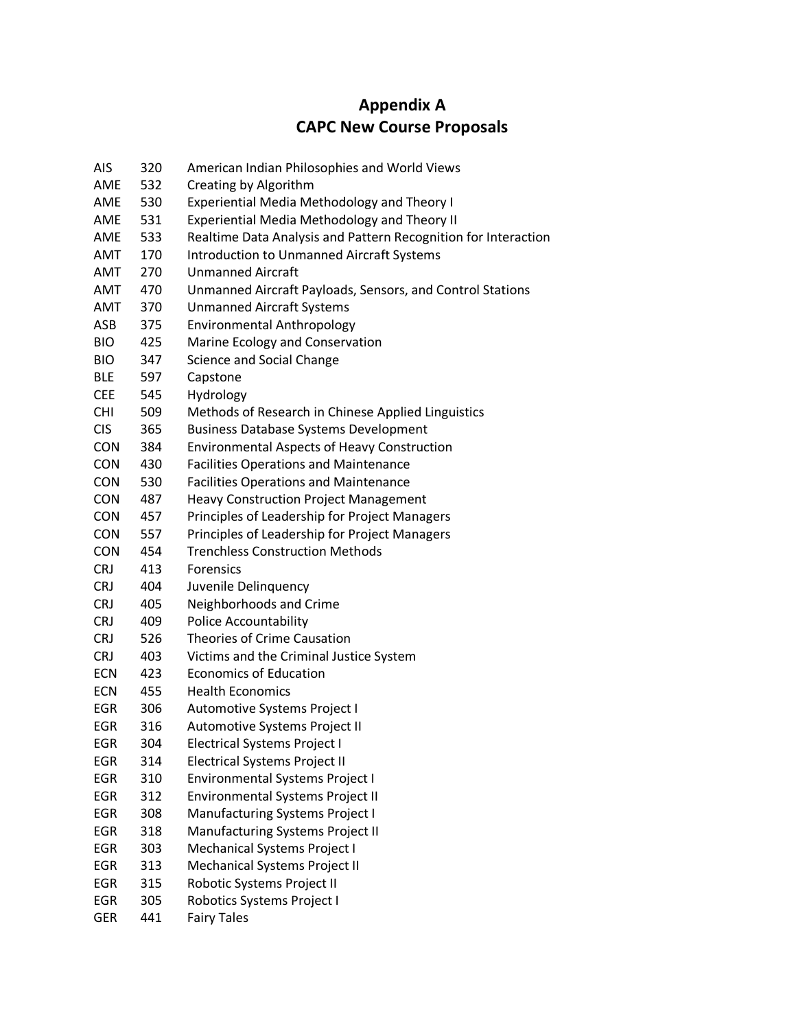# Appendix A
# CAPC New Course Proposals

| | | |
|---|---|---|
| AIS | 320 | American Indian Philosophies and World Views |
| AME | 532 | Creating by Algorithm |
| AME | 530 | Experiential Media Methodology and Theory I |
| AME | 531 | Experiential Media Methodology and Theory II |
| AME | 533 | Realtime Data Analysis and Pattern Recognition for Interaction |
| AMT | 170 | Introduction to Unmanned Aircraft Systems |
| AMT | 270 | Unmanned Aircraft |
| AMT | 470 | Unmanned Aircraft Payloads, Sensors, and Control Stations |
| AMT | 370 | Unmanned Aircraft Systems |
| ASB | 375 | Environmental Anthropology |
| BIO | 425 | Marine Ecology and Conservation |
| BIO | 347 | Science and Social Change |
| BLE | 597 | Capstone |
| CEE | 545 | Hydrology |
| CHI | 509 | Methods of Research in Chinese Applied Linguistics |
| CIS | 365 | Business Database Systems Development |
| CON | 384 | Environmental Aspects of Heavy Construction |
| CON | 430 | Facilities Operations and Maintenance |
| CON | 530 | Facilities Operations and Maintenance |
| CON | 487 | Heavy Construction Project Management |
| CON | 457 | Principles of Leadership for Project Managers |
| CON | 557 | Principles of Leadership for Project Managers |
| CON | 454 | Trenchless Construction Methods |
| CRJ | 413 | Forensics |
| CRJ | 404 | Juvenile Delinquency |
| CRJ | 405 | Neighborhoods and Crime |
| CRJ | 409 | Police Accountability |
| CRJ | 526 | Theories of Crime Causation |
| CRJ | 403 | Victims and the Criminal Justice System |
| ECN | 423 | Economics of Education |
| ECN | 455 | Health Economics |
| EGR | 306 | Automotive Systems Project I |
| EGR | 316 | Automotive Systems Project II |
| EGR | 304 | Electrical Systems Project I |
| EGR | 314 | Electrical Systems Project II |
| EGR | 310 | Environmental Systems Project I |
| EGR | 312 | Environmental Systems Project II |
| EGR | 308 | Manufacturing Systems Project I |
| EGR | 318 | Manufacturing Systems Project II |
| EGR | 303 | Mechanical Systems Project I |
| EGR | 313 | Mechanical Systems Project II |
| EGR | 315 | Robotic Systems Project II |
| EGR | 305 | Robotics Systems Project I |
| GER | 441 | Fairy Tales |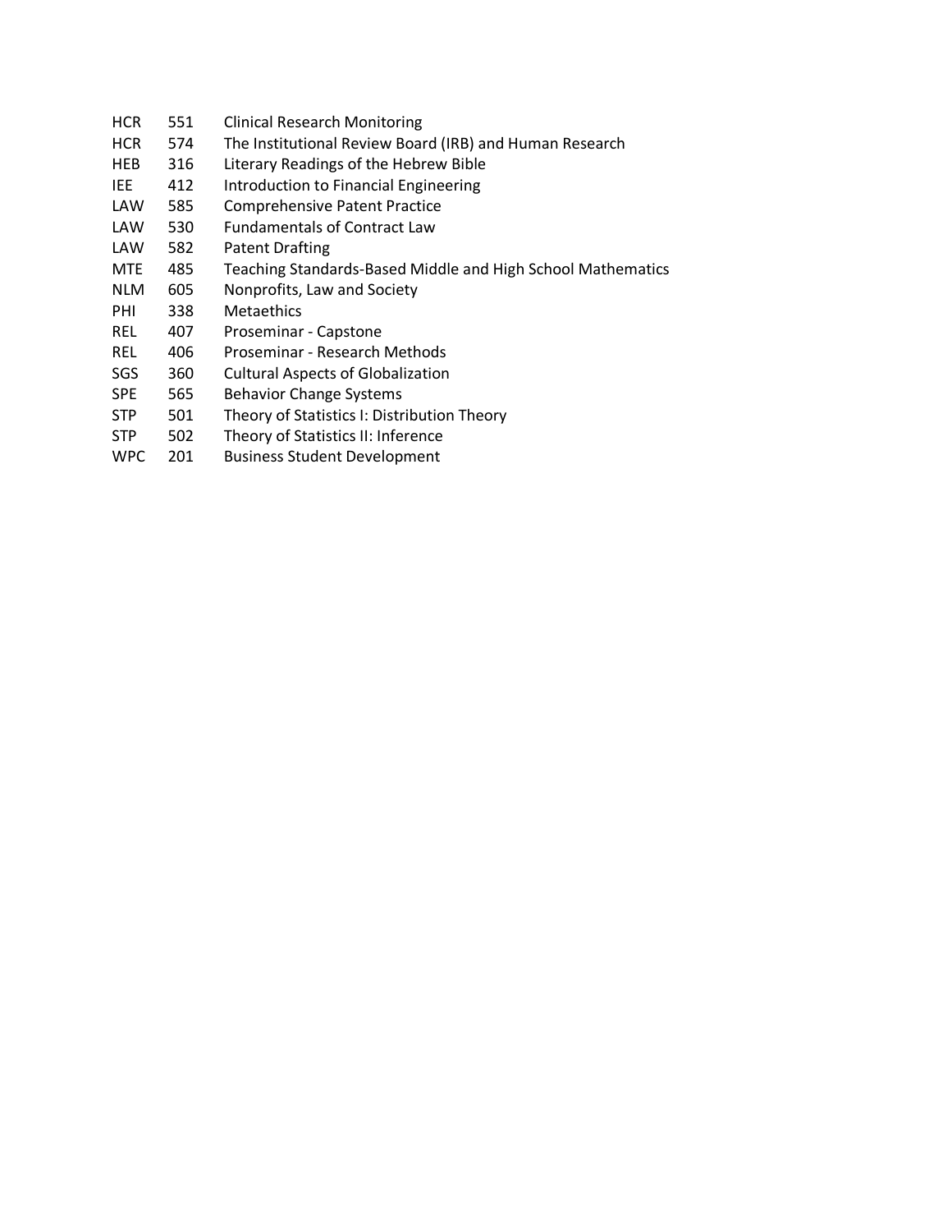| | | |
|---|---|---|
| HCR | 551 | Clinical Research Monitoring |
| HCR | 574 | The Institutional Review Board (IRB) and Human Research |
| HEB | 316 | Literary Readings of the Hebrew Bible |
| IEE | 412 | Introduction to Financial Engineering |
| LAW | 585 | Comprehensive Patent Practice |
| LAW | 530 | Fundamentals of Contract Law |
| LAW | 582 | Patent Drafting |
| MTE | 485 | Teaching Standards-Based Middle and High School Mathematics |
| NLM | 605 | Nonprofits, Law and Society |
| PHI | 338 | Metaethics |
| REL | 407 | Proseminar - Capstone |
| REL | 406 | Proseminar - Research Methods |
| SGS | 360 | Cultural Aspects of Globalization |
| SPE | 565 | Behavior Change Systems |
| STP | 501 | Theory of Statistics I: Distribution Theory |
| STP | 502 | Theory of Statistics II: Inference |
| WPC | 201 | Business Student Development |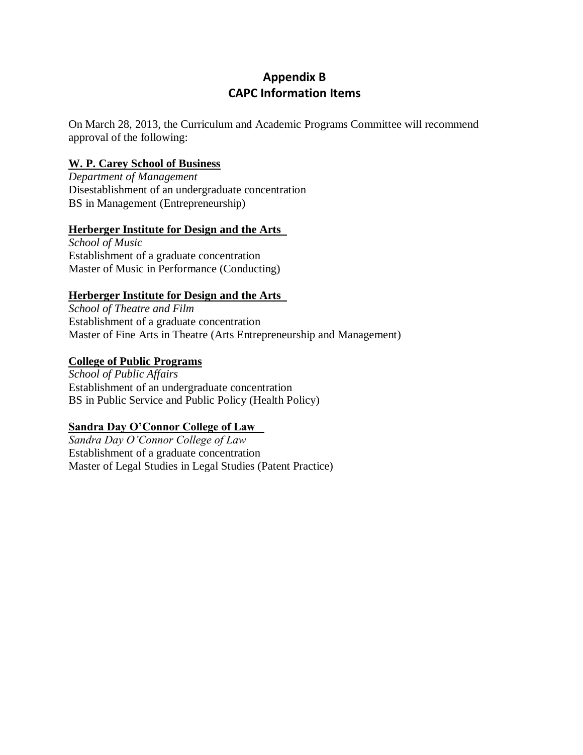# Appendix B
## CAPC Information Items

On March 28, 2013, the Curriculum and Academic Programs Committee will recommend approval of the following:

**W. P. Carey School of Business**
*Department of Management*
Disestablishment of an undergraduate concentration
BS in Management (Entrepreneurship)

**Herberger Institute for Design and the Arts**
*School of Music*
Establishment of a graduate concentration
Master of Music in Performance (Conducting)

**Herberger Institute for Design and the Arts**
*School of Theatre and Film*
Establishment of a graduate concentration
Master of Fine Arts in Theatre (Arts Entrepreneurship and Management)

**College of Public Programs**
*School of Public Affairs*
Establishment of an undergraduate concentration
BS in Public Service and Public Policy (Health Policy)

**Sandra Day O'Connor College of Law**
*Sandra Day O'Connor College of Law*
Establishment of a graduate concentration
Master of Legal Studies in Legal Studies (Patent Practice)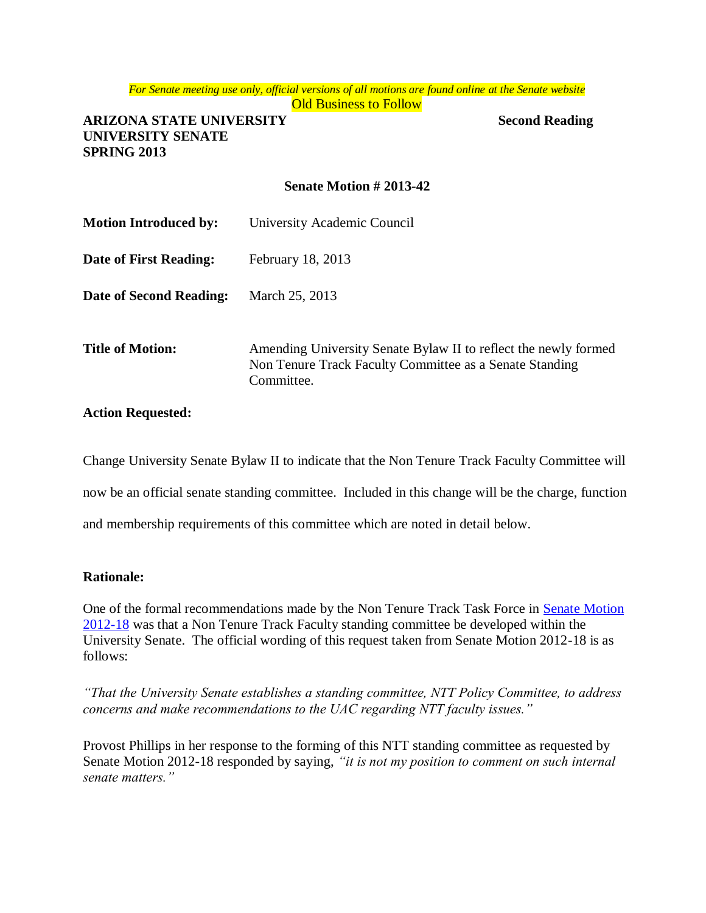*For Senate meeting use only, official versions of all motions are found online at the Senate website*

Old Business to Follow

**ARIZONA STATE UNIVERSITY** **Second Reading**
**UNIVERSITY SENATE**
**SPRING 2013**

**Senate Motion # 2013-42**

**Motion Introduced by:** University Academic Council

**Date of First Reading:** February 18, 2013

**Date of Second Reading:** March 25, 2013

**Title of Motion:** Amending University Senate Bylaw II to reflect the newly formed Non Tenure Track Faculty Committee as a Senate Standing Committee.

**Action Requested:**

Change University Senate Bylaw II to indicate that the Non Tenure Track Faculty Committee will now be an official senate standing committee. Included in this change will be the charge, function and membership requirements of this committee which are noted in detail below.

**Rationale:**

One of the formal recommendations made by the Non Tenure Track Task Force in Senate Motion 2012-18 was that a Non Tenure Track Faculty standing committee be developed within the University Senate. The official wording of this request taken from Senate Motion 2012-18 is as follows:

*"That the University Senate establishes a standing committee, NTT Policy Committee, to address concerns and make recommendations to the UAC regarding NTT faculty issues."*

Provost Phillips in her response to the forming of this NTT standing committee as requested by Senate Motion 2012-18 responded by saying, *"it is not my position to comment on such internal senate matters."*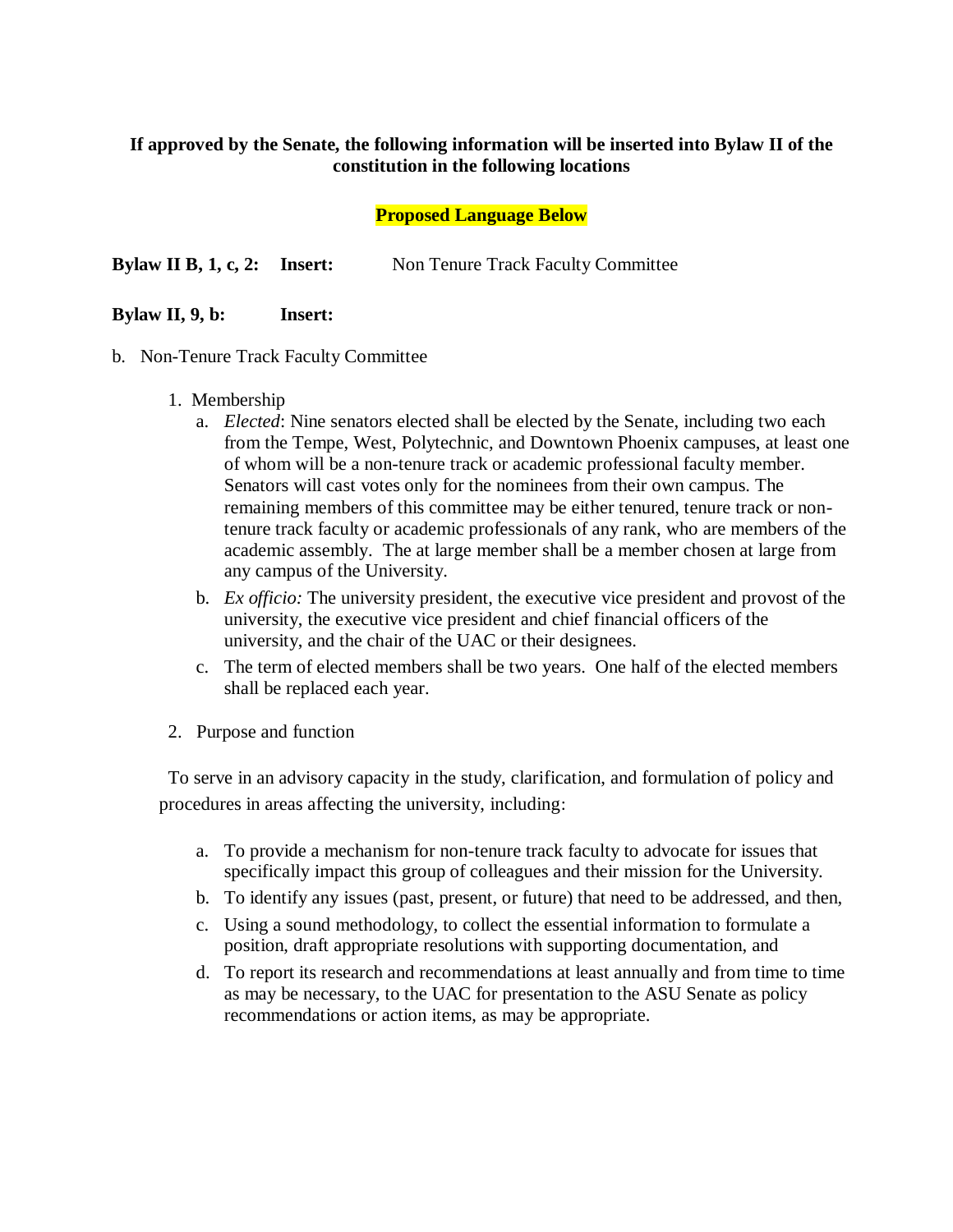**If approved by the Senate, the following information will be inserted into Bylaw II of the constitution in the following locations**

**Proposed Language Below**

**Bylaw II B, 1, c, 2:** **Insert:** Non Tenure Track Faculty Committee

**Bylaw II, 9, b:** **Insert:**

b. Non-Tenure Track Faculty Committee

1. Membership
   a. *Elected*: Nine senators elected shall be elected by the Senate, including two each from the Tempe, West, Polytechnic, and Downtown Phoenix campuses, at least one of whom will be a non-tenure track or academic professional faculty member. Senators will cast votes only for the nominees from their own campus. The remaining members of this committee may be either tenured, tenure track or non-tenure track faculty or academic professionals of any rank, who are members of the academic assembly. The at large member shall be a member chosen at large from any campus of the University.
   b. *Ex officio:* The university president, the executive vice president and provost of the university, the executive vice president and chief financial officers of the university, and the chair of the UAC or their designees.
   c. The term of elected members shall be two years. One half of the elected members shall be replaced each year.

2. Purpose and function

To serve in an advisory capacity in the study, clarification, and formulation of policy and procedures in areas affecting the university, including:

   a. To provide a mechanism for non-tenure track faculty to advocate for issues that specifically impact this group of colleagues and their mission for the University.
   b. To identify any issues (past, present, or future) that need to be addressed, and then,
   c. Using a sound methodology, to collect the essential information to formulate a position, draft appropriate resolutions with supporting documentation, and
   d. To report its research and recommendations at least annually and from time to time as may be necessary, to the UAC for presentation to the ASU Senate as policy recommendations or action items, as may be appropriate.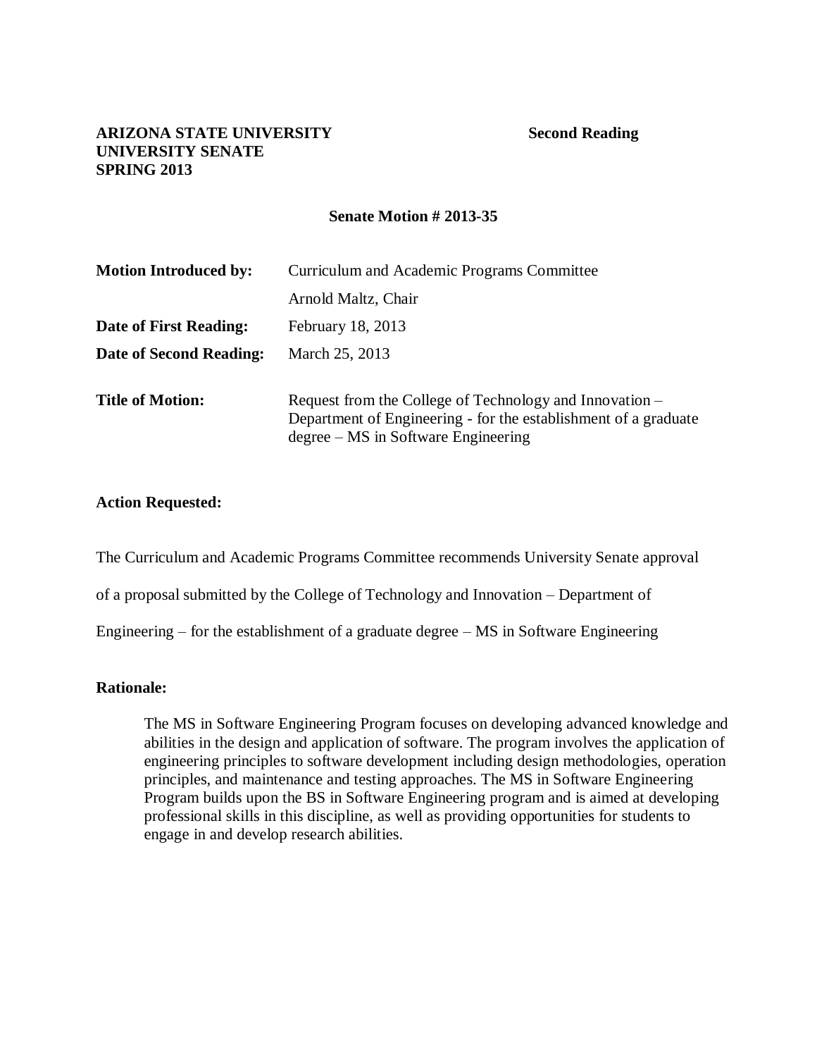**ARIZONA STATE UNIVERSITY**
**UNIVERSITY SENATE**
**SPRING 2013**

**Second Reading**

**Senate Motion # 2013-35**

| | |
|---|---|
| **Motion Introduced by:** | Curriculum and Academic Programs Committee<br>Arnold Maltz, Chair |
| **Date of First Reading:** | February 18, 2013 |
| **Date of Second Reading:** | March 25, 2013 |
| **Title of Motion:** | Request from the College of Technology and Innovation – Department of Engineering - for the establishment of a graduate degree – MS in Software Engineering |

**Action Requested:**

The Curriculum and Academic Programs Committee recommends University Senate approval of a proposal submitted by the College of Technology and Innovation – Department of Engineering – for the establishment of a graduate degree – MS in Software Engineering

**Rationale:**

The MS in Software Engineering Program focuses on developing advanced knowledge and abilities in the design and application of software. The program involves the application of engineering principles to software development including design methodologies, operation principles, and maintenance and testing approaches. The MS in Software Engineering Program builds upon the BS in Software Engineering program and is aimed at developing professional skills in this discipline, as well as providing opportunities for students to engage in and develop research abilities.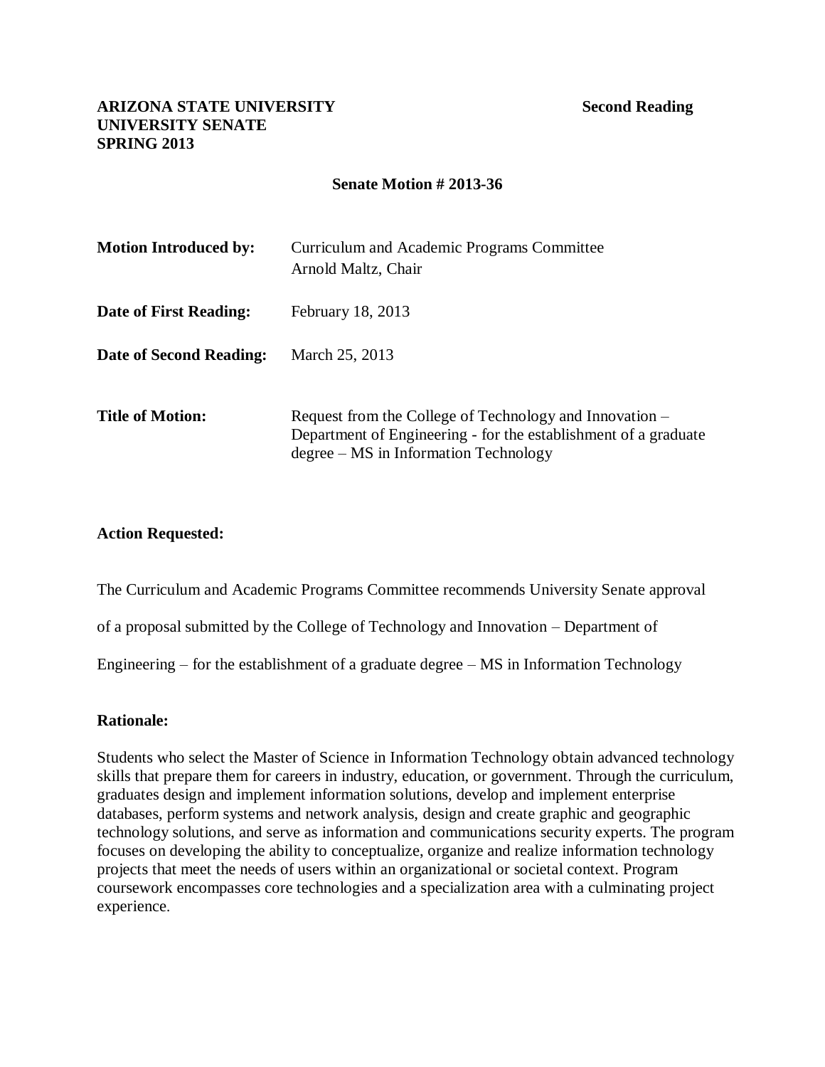**ARIZONA STATE UNIVERSITY** **Second Reading**
**UNIVERSITY SENATE**
**SPRING 2013**

**Senate Motion # 2013-36**

| | |
|---|---|
| **Motion Introduced by:** | Curriculum and Academic Programs Committee<br>Arnold Maltz, Chair |
| **Date of First Reading:** | February 18, 2013 |
| **Date of Second Reading:** | March 25, 2013 |
| **Title of Motion:** | Request from the College of Technology and Innovation – Department of Engineering - for the establishment of a graduate degree – MS in Information Technology |

**Action Requested:**

The Curriculum and Academic Programs Committee recommends University Senate approval of a proposal submitted by the College of Technology and Innovation – Department of Engineering – for the establishment of a graduate degree – MS in Information Technology

**Rationale:**

Students who select the Master of Science in Information Technology obtain advanced technology skills that prepare them for careers in industry, education, or government. Through the curriculum, graduates design and implement information solutions, develop and implement enterprise databases, perform systems and network analysis, design and create graphic and geographic technology solutions, and serve as information and communications security experts. The program focuses on developing the ability to conceptualize, organize and realize information technology projects that meet the needs of users within an organizational or societal context. Program coursework encompasses core technologies and a specialization area with a culminating project experience.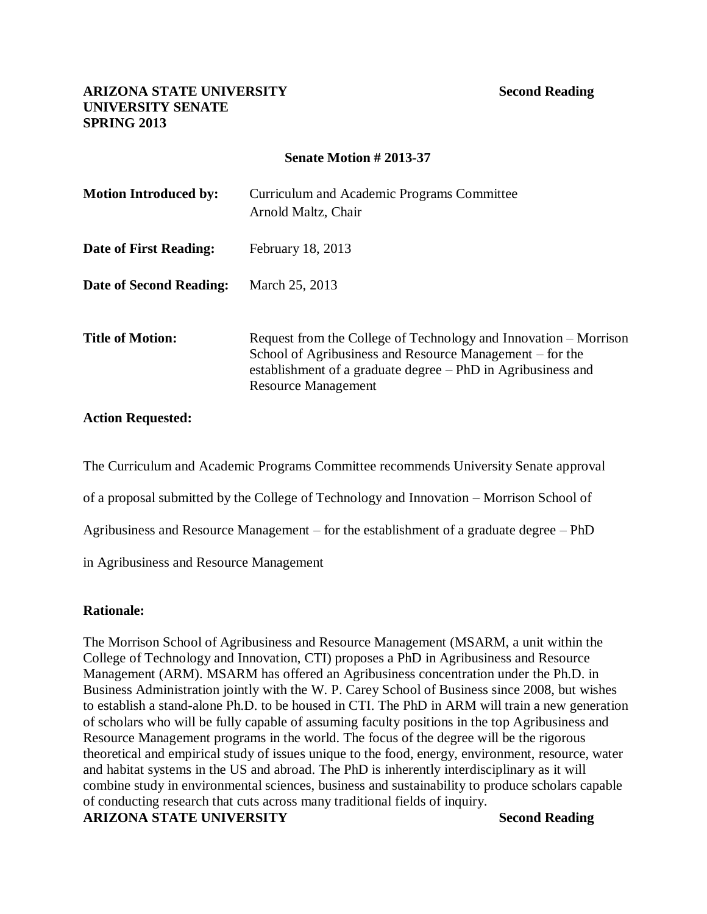**ARIZONA STATE UNIVERSITY** **Second Reading**
**UNIVERSITY SENATE**
**SPRING 2013**

**Senate Motion # 2013-37**

| | |
|---|---|
| **Motion Introduced by:** | Curriculum and Academic Programs Committee<br>Arnold Maltz, Chair |
| **Date of First Reading:** | February 18, 2013 |
| **Date of Second Reading:** | March 25, 2013 |
| **Title of Motion:** | Request from the College of Technology and Innovation – Morrison School of Agribusiness and Resource Management – for the establishment of a graduate degree – PhD in Agribusiness and Resource Management |

**Action Requested:**

The Curriculum and Academic Programs Committee recommends University Senate approval of a proposal submitted by the College of Technology and Innovation – Morrison School of Agribusiness and Resource Management – for the establishment of a graduate degree – PhD in Agribusiness and Resource Management

**Rationale:**

The Morrison School of Agribusiness and Resource Management (MSARM, a unit within the College of Technology and Innovation, CTI) proposes a PhD in Agribusiness and Resource Management (ARM). MSARM has offered an Agribusiness concentration under the Ph.D. in Business Administration jointly with the W. P. Carey School of Business since 2008, but wishes to establish a stand-alone Ph.D. to be housed in CTI. The PhD in ARM will train a new generation of scholars who will be fully capable of assuming faculty positions in the top Agribusiness and Resource Management programs in the world. The focus of the degree will be the rigorous theoretical and empirical study of issues unique to the food, energy, environment, resource, water and habitat systems in the US and abroad. The PhD is inherently interdisciplinary as it will combine study in environmental sciences, business and sustainability to produce scholars capable of conducting research that cuts across many traditional fields of inquiry.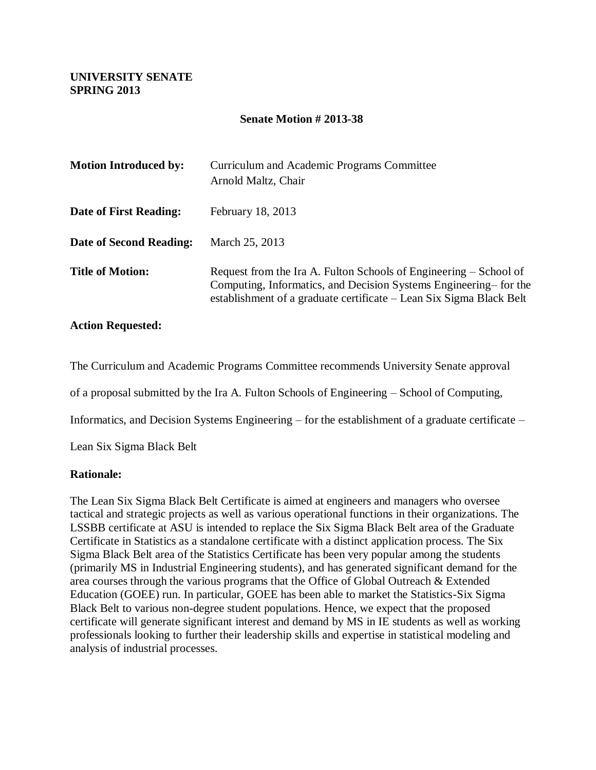**UNIVERSITY SENATE**
**SPRING 2013**

**Senate Motion # 2013-38**

| | |
|---|---|
| **Motion Introduced by:** | Curriculum and Academic Programs Committee<br>Arnold Maltz, Chair |
| **Date of First Reading:** | February 18, 2013 |
| **Date of Second Reading:** | March 25, 2013 |
| **Title of Motion:** | Request from the Ira A. Fulton Schools of Engineering – School of Computing, Informatics, and Decision Systems Engineering– for the establishment of a graduate certificate – Lean Six Sigma Black Belt |

**Action Requested:**

The Curriculum and Academic Programs Committee recommends University Senate approval of a proposal submitted by the Ira A. Fulton Schools of Engineering – School of Computing, Informatics, and Decision Systems Engineering – for the establishment of a graduate certificate – Lean Six Sigma Black Belt

**Rationale:**

The Lean Six Sigma Black Belt Certificate is aimed at engineers and managers who oversee tactical and strategic projects as well as various operational functions in their organizations. The LSSBB certificate at ASU is intended to replace the Six Sigma Black Belt area of the Graduate Certificate in Statistics as a standalone certificate with a distinct application process. The Six Sigma Black Belt area of the Statistics Certificate has been very popular among the students (primarily MS in Industrial Engineering students), and has generated significant demand for the area courses through the various programs that the Office of Global Outreach & Extended Education (GOEE) run. In particular, GOEE has been able to market the Statistics-Six Sigma Black Belt to various non-degree student populations. Hence, we expect that the proposed certificate will generate significant interest and demand by MS in IE students as well as working professionals looking to further their leadership skills and expertise in statistical modeling and analysis of industrial processes.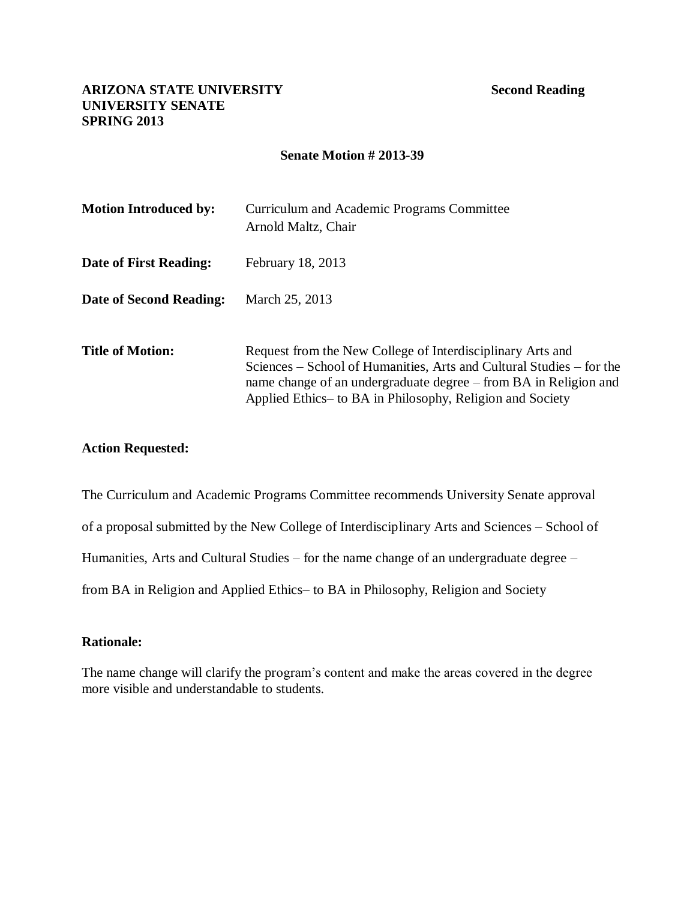**ARIZONA STATE UNIVERSITY**
**UNIVERSITY SENATE**
**SPRING 2013**

**Second Reading**

**Senate Motion # 2013-39**

**Motion Introduced by:** Curriculum and Academic Programs Committee
Arnold Maltz, Chair

**Date of First Reading:** February 18, 2013

**Date of Second Reading:** March 25, 2013

**Title of Motion:** Request from the New College of Interdisciplinary Arts and Sciences – School of Humanities, Arts and Cultural Studies – for the name change of an undergraduate degree – from BA in Religion and Applied Ethics– to BA in Philosophy, Religion and Society

**Action Requested:**

The Curriculum and Academic Programs Committee recommends University Senate approval of a proposal submitted by the New College of Interdisciplinary Arts and Sciences – School of Humanities, Arts and Cultural Studies – for the name change of an undergraduate degree – from BA in Religion and Applied Ethics– to BA in Philosophy, Religion and Society

**Rationale:**

The name change will clarify the program's content and make the areas covered in the degree more visible and understandable to students.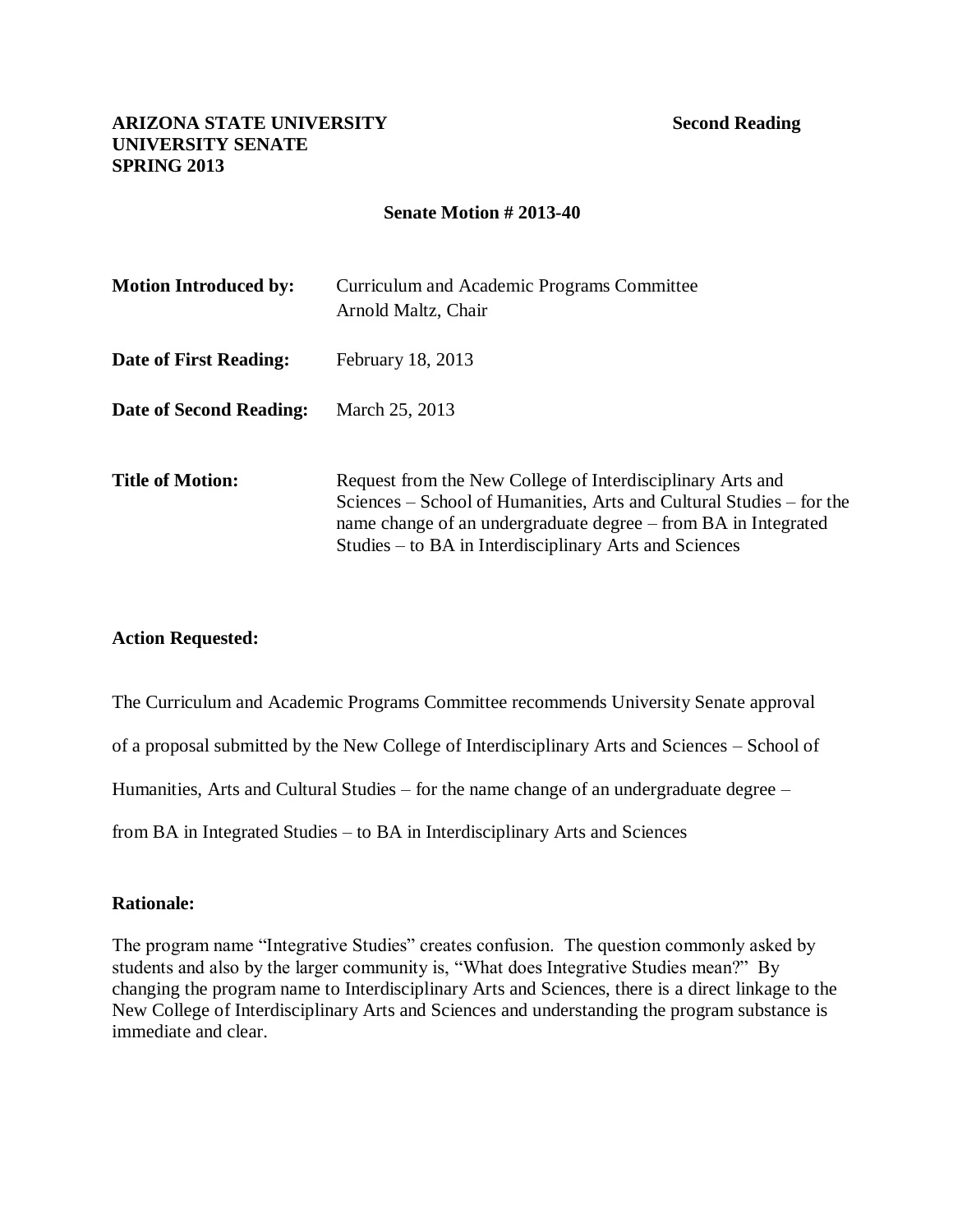**ARIZONA STATE UNIVERSITY** **Second Reading**
**UNIVERSITY SENATE**
**SPRING 2013**

**Senate Motion # 2013-40**

| | |
|---|---|
| **Motion Introduced by:** | Curriculum and Academic Programs Committee<br>Arnold Maltz, Chair |
| **Date of First Reading:** | February 18, 2013 |
| **Date of Second Reading:** | March 25, 2013 |
| **Title of Motion:** | Request from the New College of Interdisciplinary Arts and Sciences – School of Humanities, Arts and Cultural Studies – for the name change of an undergraduate degree – from BA in Integrated Studies – to BA in Interdisciplinary Arts and Sciences |

**Action Requested:**

The Curriculum and Academic Programs Committee recommends University Senate approval of a proposal submitted by the New College of Interdisciplinary Arts and Sciences – School of Humanities, Arts and Cultural Studies – for the name change of an undergraduate degree – from BA in Integrated Studies – to BA in Interdisciplinary Arts and Sciences

**Rationale:**

The program name "Integrative Studies" creates confusion. The question commonly asked by students and also by the larger community is, "What does Integrative Studies mean?" By changing the program name to Interdisciplinary Arts and Sciences, there is a direct linkage to the New College of Interdisciplinary Arts and Sciences and understanding the program substance is immediate and clear.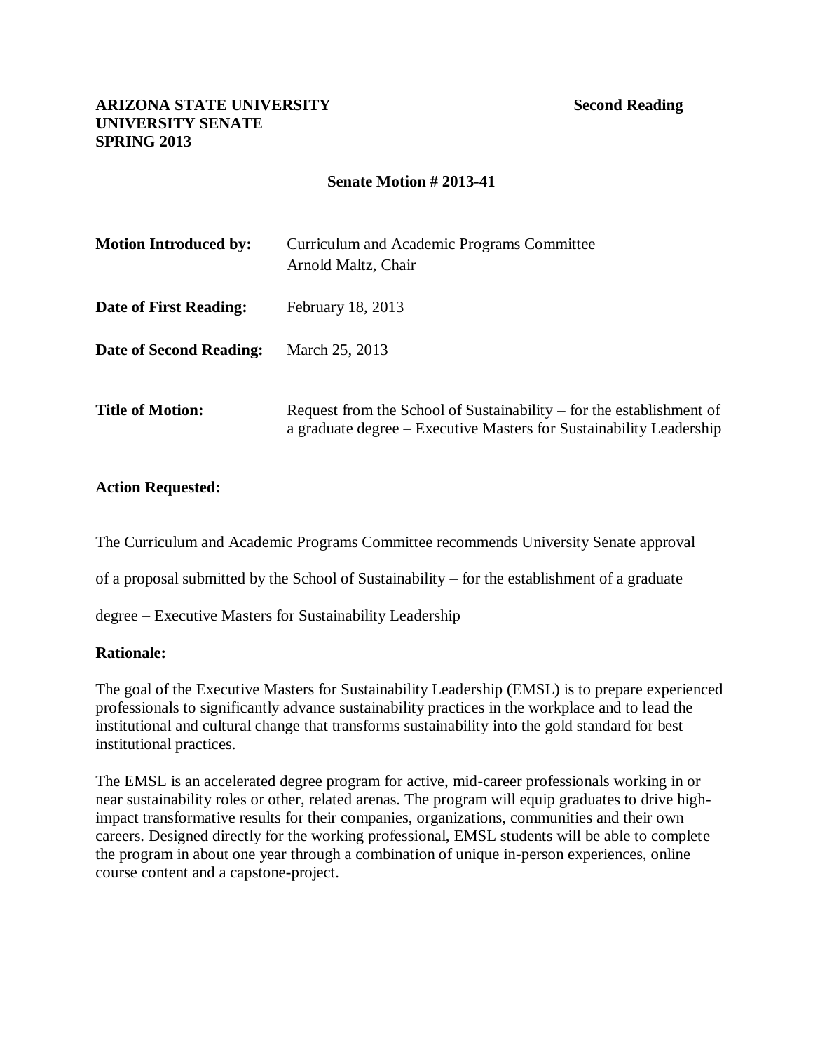**ARIZONA STATE UNIVERSITY**
**UNIVERSITY SENATE**
**SPRING 2013**

**Second Reading**

**Senate Motion # 2013-41**

| | |
|---|---|
| **Motion Introduced by:** | Curriculum and Academic Programs Committee<br>Arnold Maltz, Chair |
| **Date of First Reading:** | February 18, 2013 |
| **Date of Second Reading:** | March 25, 2013 |
| **Title of Motion:** | Request from the School of Sustainability – for the establishment of a graduate degree – Executive Masters for Sustainability Leadership |

**Action Requested:**

The Curriculum and Academic Programs Committee recommends University Senate approval of a proposal submitted by the School of Sustainability – for the establishment of a graduate degree – Executive Masters for Sustainability Leadership

**Rationale:**

The goal of the Executive Masters for Sustainability Leadership (EMSL) is to prepare experienced professionals to significantly advance sustainability practices in the workplace and to lead the institutional and cultural change that transforms sustainability into the gold standard for best institutional practices.

The EMSL is an accelerated degree program for active, mid-career professionals working in or near sustainability roles or other, related arenas. The program will equip graduates to drive high-impact transformative results for their companies, organizations, communities and their own careers. Designed directly for the working professional, EMSL students will be able to complete the program in about one year through a combination of unique in-person experiences, online course content and a capstone-project.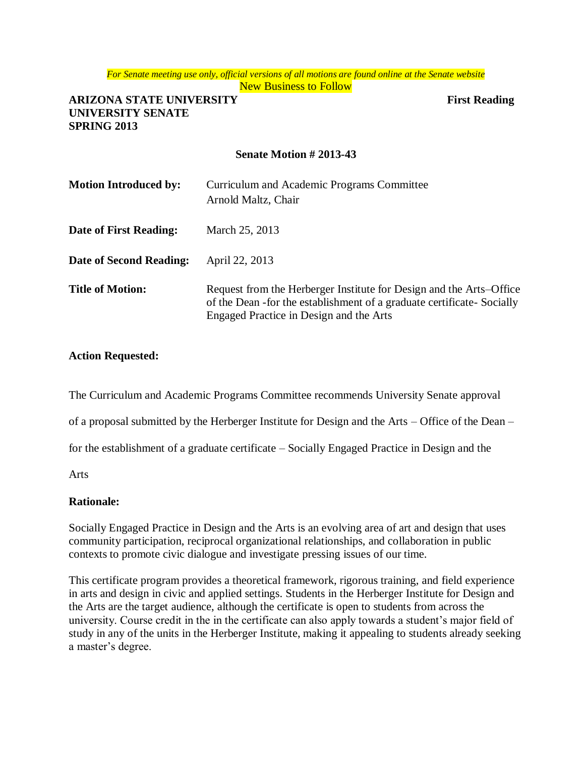*For Senate meeting use only, official versions of all motions are found online at the Senate website*

New Business to Follow

**ARIZONA STATE UNIVERSITY** **First Reading**
**UNIVERSITY SENATE**
**SPRING 2013**

**Senate Motion # 2013-43**

| | |
|---|---|
| **Motion Introduced by:** | Curriculum and Academic Programs Committee<br>Arnold Maltz, Chair |
| **Date of First Reading:** | March 25, 2013 |
| **Date of Second Reading:** | April 22, 2013 |
| **Title of Motion:** | Request from the Herberger Institute for Design and the Arts–Office of the Dean -for the establishment of a graduate certificate- Socially Engaged Practice in Design and the Arts |

**Action Requested:**

The Curriculum and Academic Programs Committee recommends University Senate approval of a proposal submitted by the Herberger Institute for Design and the Arts – Office of the Dean – for the establishment of a graduate certificate – Socially Engaged Practice in Design and the Arts

**Rationale:**

Socially Engaged Practice in Design and the Arts is an evolving area of art and design that uses community participation, reciprocal organizational relationships, and collaboration in public contexts to promote civic dialogue and investigate pressing issues of our time.

This certificate program provides a theoretical framework, rigorous training, and field experience in arts and design in civic and applied settings. Students in the Herberger Institute for Design and the Arts are the target audience, although the certificate is open to students from across the university. Course credit in the in the certificate can also apply towards a student's major field of study in any of the units in the Herberger Institute, making it appealing to students already seeking a master's degree.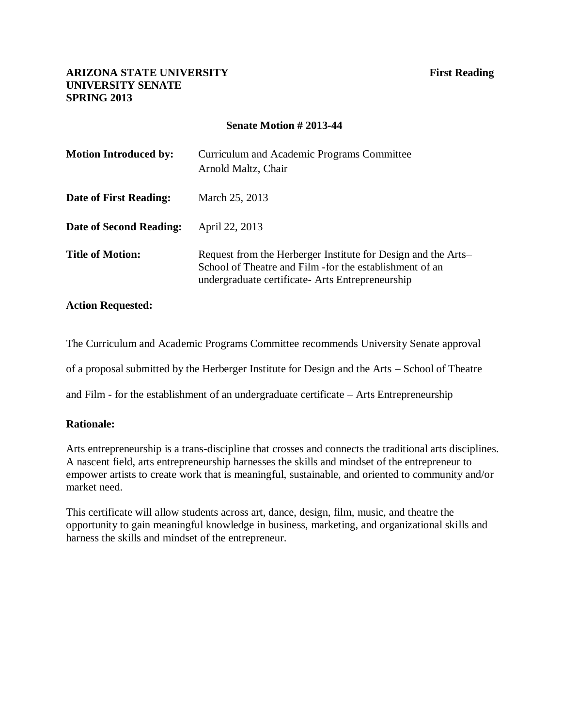**ARIZONA STATE UNIVERSITY**
**UNIVERSITY SENATE**
**SPRING 2013**

**First Reading**

**Senate Motion # 2013-44**

| | |
|---|---|
| **Motion Introduced by:** | Curriculum and Academic Programs Committee<br>Arnold Maltz, Chair |
| **Date of First Reading:** | March 25, 2013 |
| **Date of Second Reading:** | April 22, 2013 |
| **Title of Motion:** | Request from the Herberger Institute for Design and the Arts– School of Theatre and Film -for the establishment of an undergraduate certificate- Arts Entrepreneurship |

**Action Requested:**

The Curriculum and Academic Programs Committee recommends University Senate approval of a proposal submitted by the Herberger Institute for Design and the Arts – School of Theatre and Film - for the establishment of an undergraduate certificate – Arts Entrepreneurship

**Rationale:**

Arts entrepreneurship is a trans-discipline that crosses and connects the traditional arts disciplines. A nascent field, arts entrepreneurship harnesses the skills and mindset of the entrepreneur to empower artists to create work that is meaningful, sustainable, and oriented to community and/or market need.

This certificate will allow students across art, dance, design, film, music, and theatre the opportunity to gain meaningful knowledge in business, marketing, and organizational skills and harness the skills and mindset of the entrepreneur.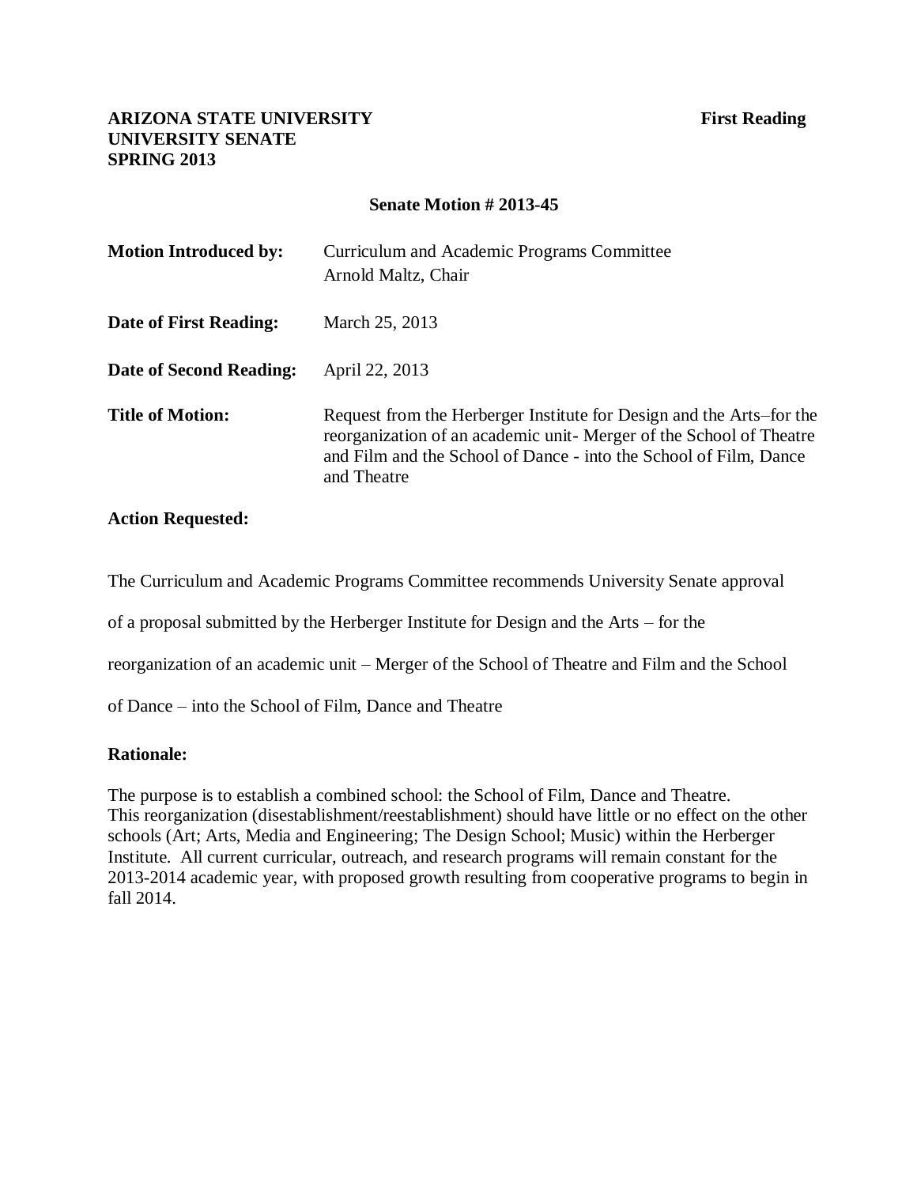**ARIZONA STATE UNIVERSITY** **First Reading**
**UNIVERSITY SENATE**
**SPRING 2013**

**Senate Motion # 2013-45**

| | |
|---|---|
| **Motion Introduced by:** | Curriculum and Academic Programs Committee<br>Arnold Maltz, Chair |
| **Date of First Reading:** | March 25, 2013 |
| **Date of Second Reading:** | April 22, 2013 |
| **Title of Motion:** | Request from the Herberger Institute for Design and the Arts–for the reorganization of an academic unit- Merger of the School of Theatre and Film and the School of Dance - into the School of Film, Dance and Theatre |

**Action Requested:**

The Curriculum and Academic Programs Committee recommends University Senate approval of a proposal submitted by the Herberger Institute for Design and the Arts – for the reorganization of an academic unit – Merger of the School of Theatre and Film and the School of Dance – into the School of Film, Dance and Theatre

**Rationale:**

The purpose is to establish a combined school: the School of Film, Dance and Theatre. This reorganization (disestablishment/reestablishment) should have little or no effect on the other schools (Art; Arts, Media and Engineering; The Design School; Music) within the Herberger Institute. All current curricular, outreach, and research programs will remain constant for the 2013-2014 academic year, with proposed growth resulting from cooperative programs to begin in fall 2014.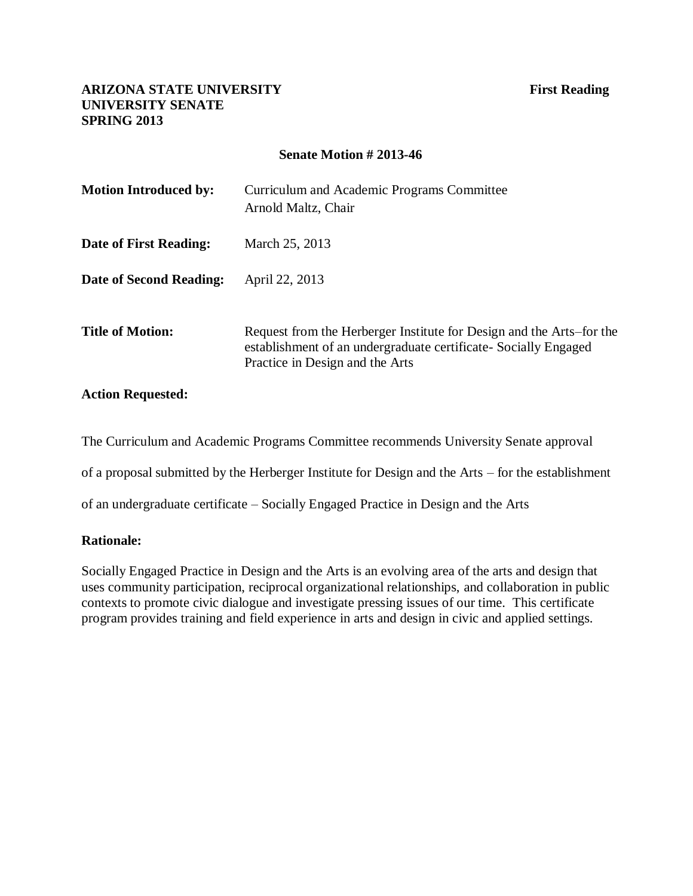**ARIZONA STATE UNIVERSITY**
**UNIVERSITY SENATE**
**SPRING 2013**

**First Reading**

**Senate Motion # 2013-46**

| | |
|---|---|
| **Motion Introduced by:** | Curriculum and Academic Programs Committee<br>Arnold Maltz, Chair |
| **Date of First Reading:** | March 25, 2013 |
| **Date of Second Reading:** | April 22, 2013 |
| **Title of Motion:** | Request from the Herberger Institute for Design and the Arts–for the establishment of an undergraduate certificate- Socially Engaged Practice in Design and the Arts |

**Action Requested:**

The Curriculum and Academic Programs Committee recommends University Senate approval of a proposal submitted by the Herberger Institute for Design and the Arts – for the establishment of an undergraduate certificate – Socially Engaged Practice in Design and the Arts

**Rationale:**

Socially Engaged Practice in Design and the Arts is an evolving area of the arts and design that uses community participation, reciprocal organizational relationships, and collaboration in public contexts to promote civic dialogue and investigate pressing issues of our time. This certificate program provides training and field experience in arts and design in civic and applied settings.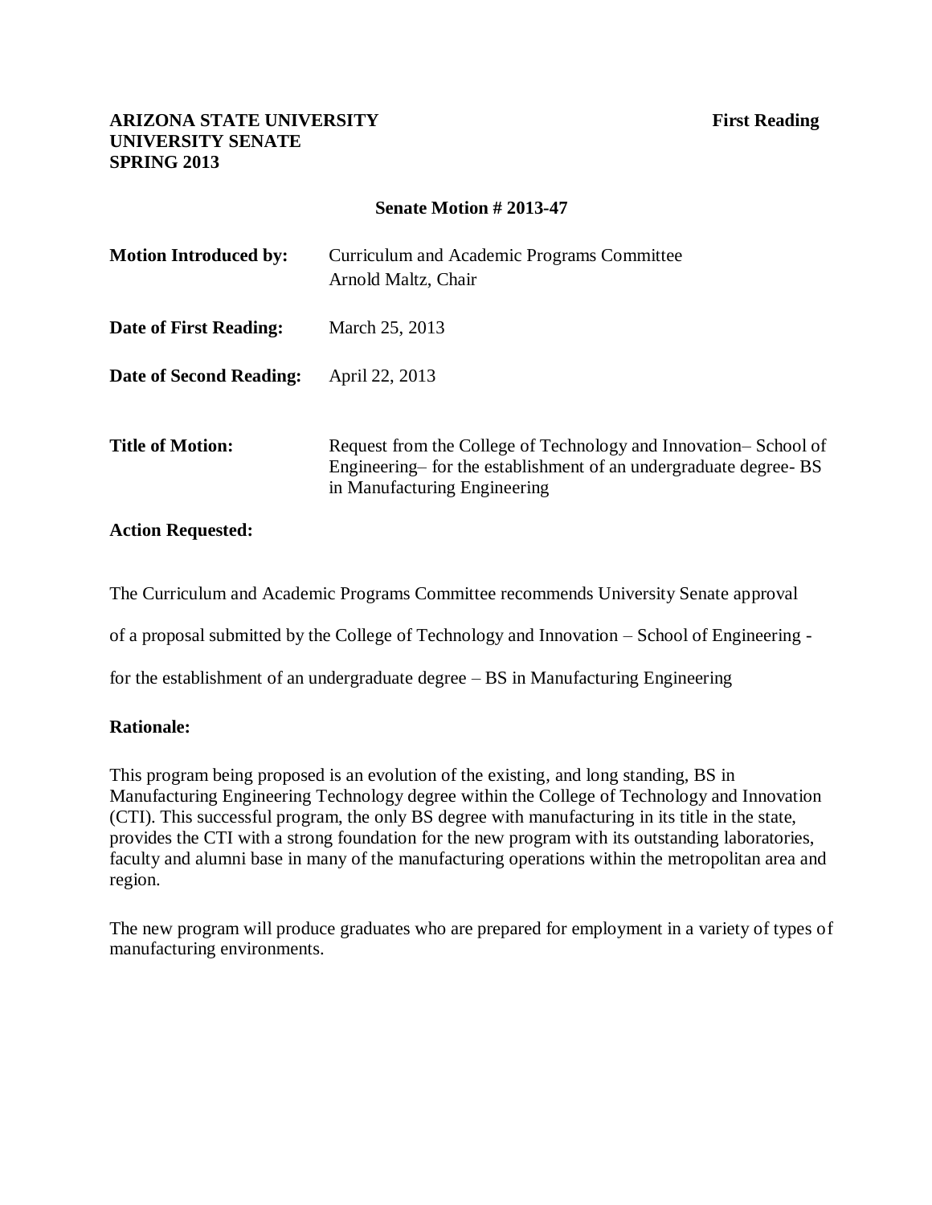**ARIZONA STATE UNIVERSITY** **First Reading**
**UNIVERSITY SENATE**
**SPRING 2013**

**Senate Motion # 2013-47**

**Motion Introduced by:** Curriculum and Academic Programs Committee
Arnold Maltz, Chair

**Date of First Reading:** March 25, 2013

**Date of Second Reading:** April 22, 2013

**Title of Motion:** Request from the College of Technology and Innovation– School of Engineering– for the establishment of an undergraduate degree- BS in Manufacturing Engineering

**Action Requested:**

The Curriculum and Academic Programs Committee recommends University Senate approval of a proposal submitted by the College of Technology and Innovation – School of Engineering - for the establishment of an undergraduate degree – BS in Manufacturing Engineering

**Rationale:**

This program being proposed is an evolution of the existing, and long standing, BS in Manufacturing Engineering Technology degree within the College of Technology and Innovation (CTI). This successful program, the only BS degree with manufacturing in its title in the state, provides the CTI with a strong foundation for the new program with its outstanding laboratories, faculty and alumni base in many of the manufacturing operations within the metropolitan area and region.

The new program will produce graduates who are prepared for employment in a variety of types of manufacturing environments.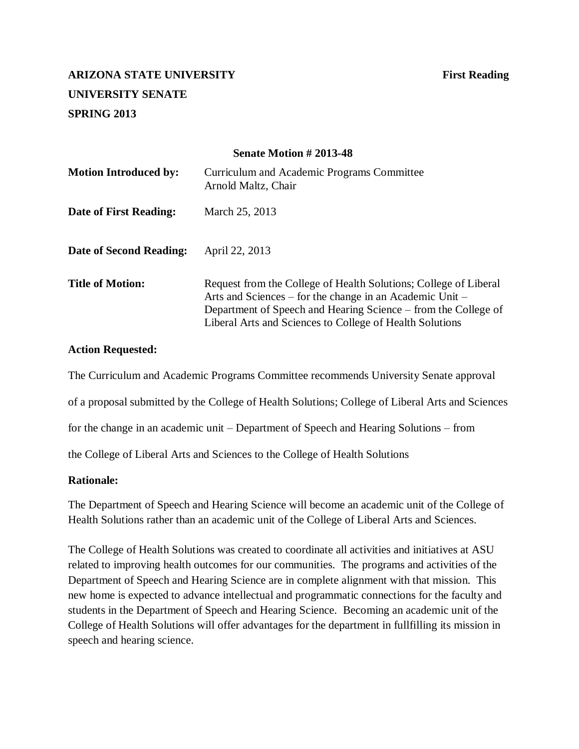**ARIZONA STATE UNIVERSITY** **First Reading**

**UNIVERSITY SENATE**

**SPRING 2013**

**Senate Motion # 2013-48**

| | |
|---|---|
| **Motion Introduced by:** | Curriculum and Academic Programs Committee<br>Arnold Maltz, Chair |
| **Date of First Reading:** | March 25, 2013 |
| **Date of Second Reading:** | April 22, 2013 |
| **Title of Motion:** | Request from the College of Health Solutions; College of Liberal Arts and Sciences – for the change in an Academic Unit – Department of Speech and Hearing Science – from the College of Liberal Arts and Sciences to College of Health Solutions |

**Action Requested:**

The Curriculum and Academic Programs Committee recommends University Senate approval of a proposal submitted by the College of Health Solutions; College of Liberal Arts and Sciences for the change in an academic unit – Department of Speech and Hearing Solutions – from the College of Liberal Arts and Sciences to the College of Health Solutions

**Rationale:**

The Department of Speech and Hearing Science will become an academic unit of the College of Health Solutions rather than an academic unit of the College of Liberal Arts and Sciences.

The College of Health Solutions was created to coordinate all activities and initiatives at ASU related to improving health outcomes for our communities. The programs and activities of the Department of Speech and Hearing Science are in complete alignment with that mission. This new home is expected to advance intellectual and programmatic connections for the faculty and students in the Department of Speech and Hearing Science. Becoming an academic unit of the College of Health Solutions will offer advantages for the department in fullfilling its mission in speech and hearing science.